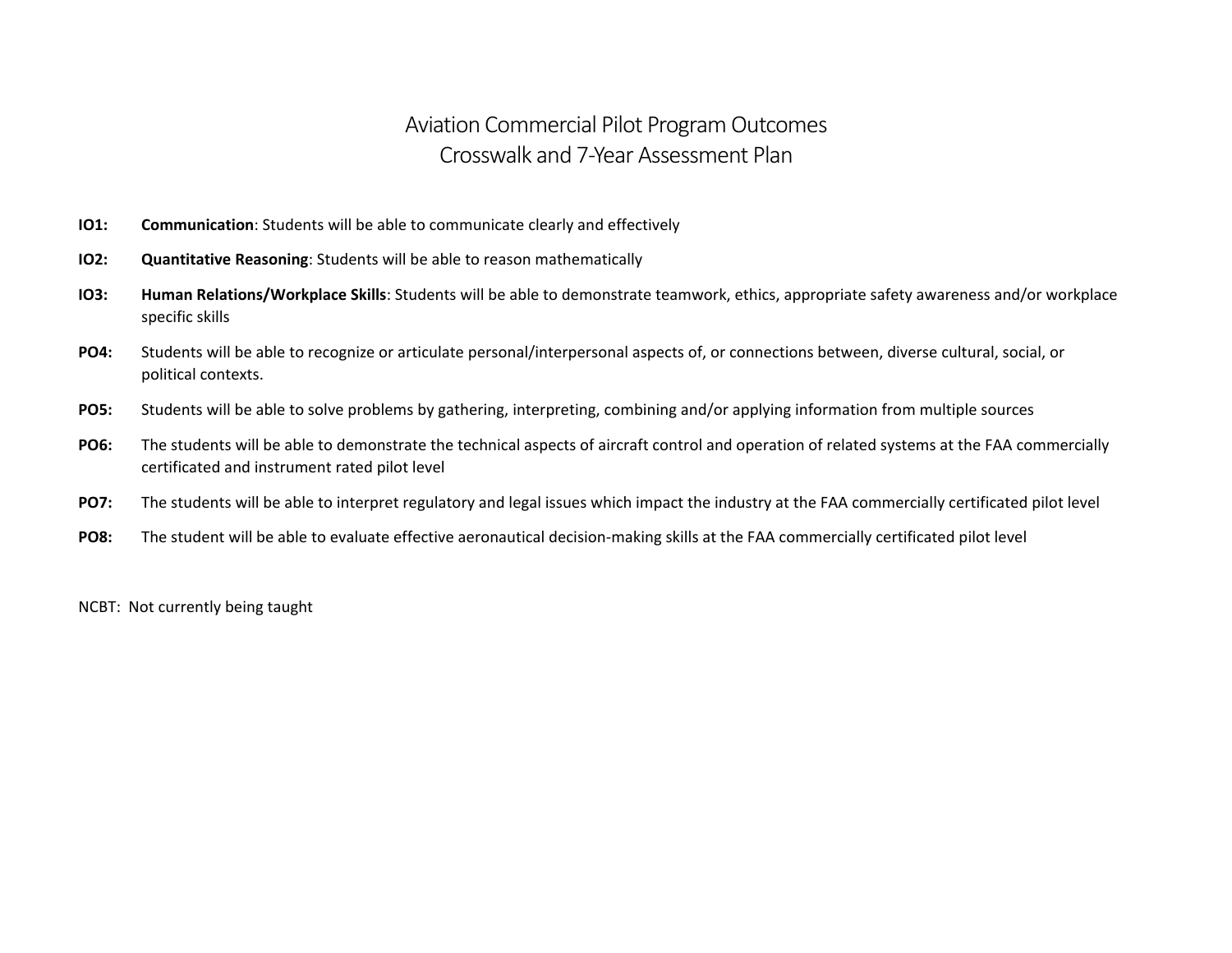# Aviation Commercial Pilot Program Outcomes
## Crosswalk and 7-Year Assessment Plan

**IO1:** **Communication**: Students will be able to communicate clearly and effectively

**IO2:** **Quantitative Reasoning**: Students will be able to reason mathematically

**IO3:** **Human Relations/Workplace Skills**: Students will be able to demonstrate teamwork, ethics, appropriate safety awareness and/or workplace specific skills

**PO4:** Students will be able to recognize or articulate personal/interpersonal aspects of, or connections between, diverse cultural, social, or political contexts.

**PO5:** Students will be able to solve problems by gathering, interpreting, combining and/or applying information from multiple sources

**PO6:** The students will be able to demonstrate the technical aspects of aircraft control and operation of related systems at the FAA commercially certificated and instrument rated pilot level

**PO7:** The students will be able to interpret regulatory and legal issues which impact the industry at the FAA commercially certificated pilot level

**PO8:** The student will be able to evaluate effective aeronautical decision-making skills at the FAA commercially certificated pilot level

NCBT: Not currently being taught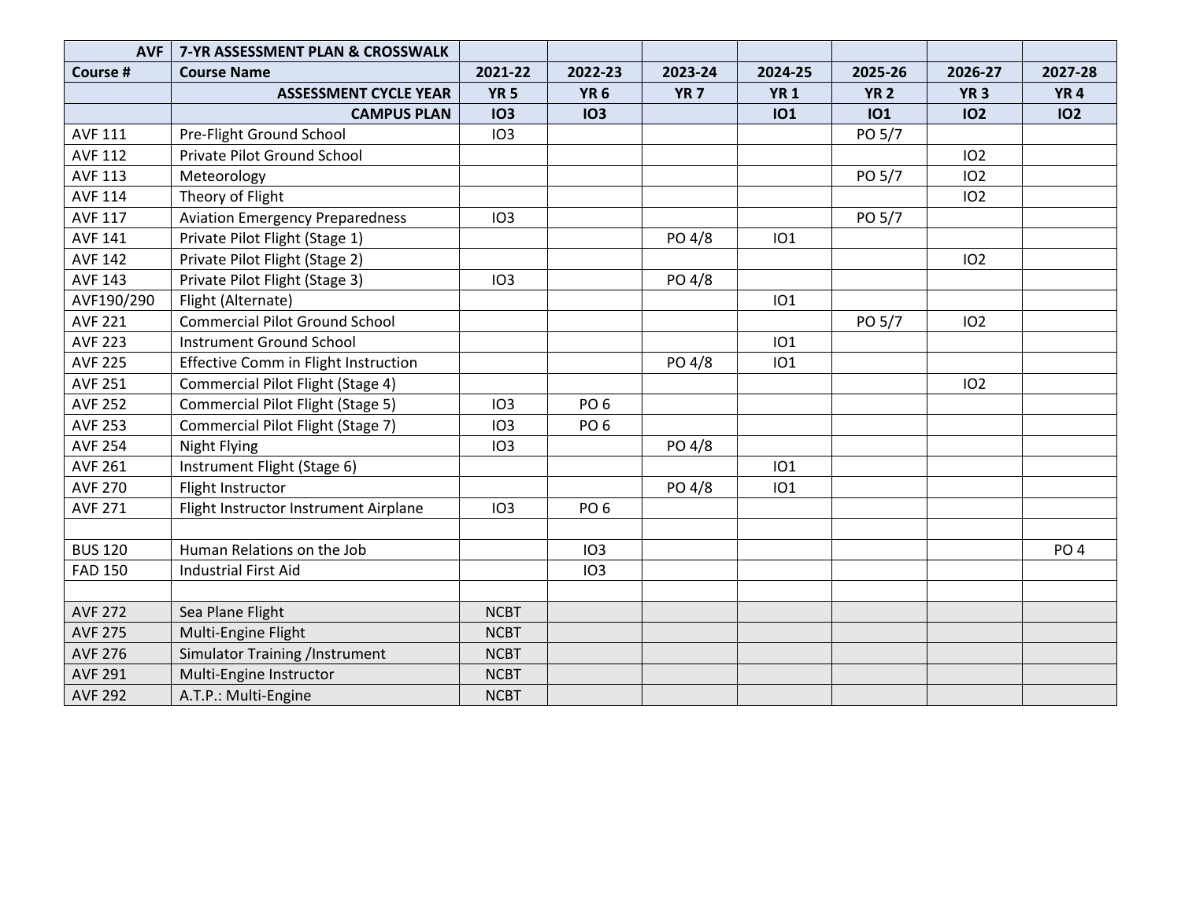| AVF | 7-YR ASSESSMENT PLAN & CROSSWALK | | | | | | | |
|---|---|---|---|---|---|---|---|---|
| **Course #** | **Course Name** | **2021-22** | **2022-23** | **2023-24** | **2024-25** | **2025-26** | **2026-27** | **2027-28** |
| | **ASSESSMENT CYCLE YEAR** | **YR 5** | **YR 6** | **YR 7** | **YR 1** | **YR 2** | **YR 3** | **YR 4** |
| | **CAMPUS PLAN** | **IO3** | **IO3** | | **IO1** | **IO1** | **IO2** | **IO2** |
| AVF 111 | Pre-Flight Ground School | IO3 | | | | PO 5/7 | | |
| AVF 112 | Private Pilot Ground School | | | | | | IO2 | |
| AVF 113 | Meteorology | | | | | PO 5/7 | IO2 | |
| AVF 114 | Theory of Flight | | | | | | IO2 | |
| AVF 117 | Aviation Emergency Preparedness | IO3 | | | | PO 5/7 | | |
| AVF 141 | Private Pilot Flight (Stage 1) | | | PO 4/8 | IO1 | | | |
| AVF 142 | Private Pilot Flight (Stage 2) | | | | | | IO2 | |
| AVF 143 | Private Pilot Flight (Stage 3) | IO3 | | PO 4/8 | | | | |
| AVF190/290 | Flight (Alternate) | | | | IO1 | | | |
| AVF 221 | Commercial Pilot Ground School | | | | | PO 5/7 | IO2 | |
| AVF 223 | Instrument Ground School | | | | IO1 | | | |
| AVF 225 | Effective Comm in Flight Instruction | | | PO 4/8 | IO1 | | | |
| AVF 251 | Commercial Pilot Flight (Stage 4) | | | | | | IO2 | |
| AVF 252 | Commercial Pilot Flight (Stage 5) | IO3 | PO 6 | | | | | |
| AVF 253 | Commercial Pilot Flight (Stage 7) | IO3 | PO 6 | | | | | |
| AVF 254 | Night Flying | IO3 | | PO 4/8 | | | | |
| AVF 261 | Instrument Flight (Stage 6) | | | | IO1 | | | |
| AVF 270 | Flight Instructor | | | PO 4/8 | IO1 | | | |
| AVF 271 | Flight Instructor Instrument Airplane | IO3 | PO 6 | | | | | |
| | | | | | | | | |
| BUS 120 | Human Relations on the Job | | IO3 | | | | | PO 4 |
| FAD 150 | Industrial First Aid | | IO3 | | | | | |
| | | | | | | | | |
| AVF 272 | Sea Plane Flight | NCBT | | | | | | |
| AVF 275 | Multi-Engine Flight | NCBT | | | | | | |
| AVF 276 | Simulator Training /Instrument | NCBT | | | | | | |
| AVF 291 | Multi-Engine Instructor | NCBT | | | | | | |
| AVF 292 | A.T.P.: Multi-Engine | NCBT | | | | | | |